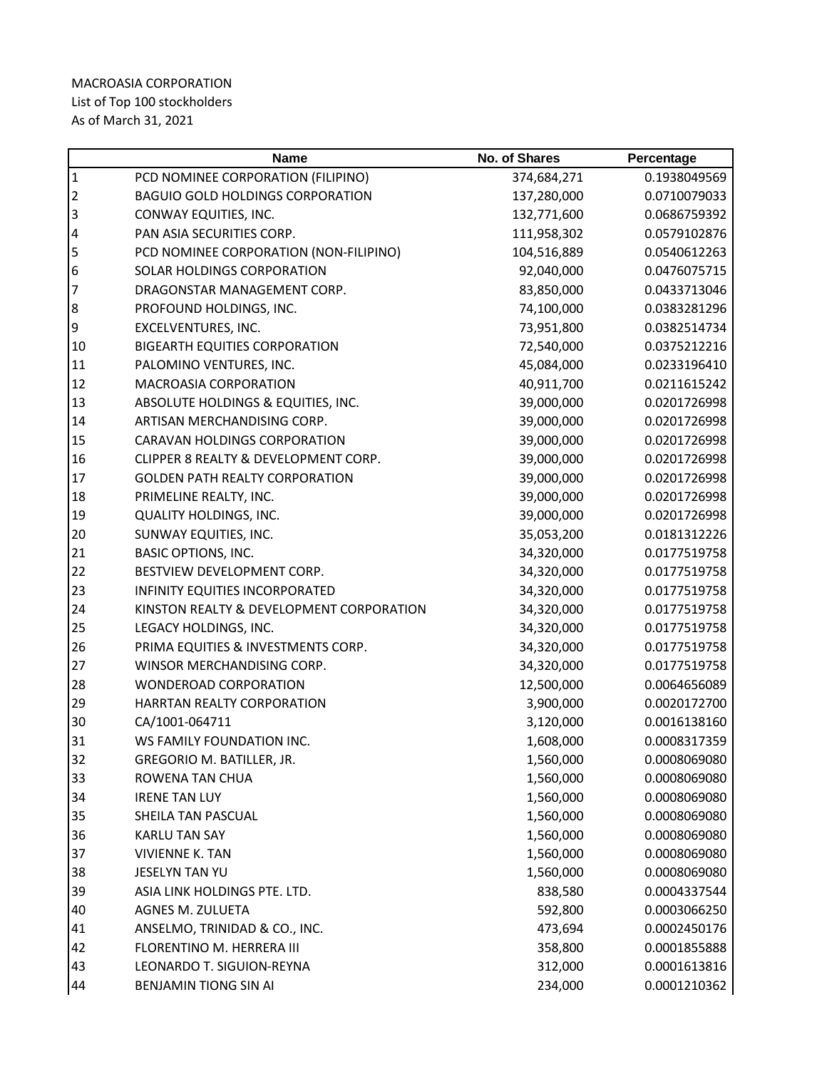MACROASIA CORPORATION
List of Top 100 stockholders
As of March 31, 2021

| | Name | No. of Shares | Percentage |
|---|---|---|---|
| 1 | PCD NOMINEE CORPORATION (FILIPINO) | 374,684,271 | 0.1938049569 |
| 2 | BAGUIO GOLD HOLDINGS CORPORATION | 137,280,000 | 0.0710079033 |
| 3 | CONWAY EQUITIES, INC. | 132,771,600 | 0.0686759392 |
| 4 | PAN ASIA SECURITIES CORP. | 111,958,302 | 0.0579102876 |
| 5 | PCD NOMINEE CORPORATION (NON-FILIPINO) | 104,516,889 | 0.0540612263 |
| 6 | SOLAR HOLDINGS CORPORATION | 92,040,000 | 0.0476075715 |
| 7 | DRAGONSTAR MANAGEMENT CORP. | 83,850,000 | 0.0433713046 |
| 8 | PROFOUND HOLDINGS, INC. | 74,100,000 | 0.0383281296 |
| 9 | EXCELVENTURES, INC. | 73,951,800 | 0.0382514734 |
| 10 | BIGEARTH EQUITIES CORPORATION | 72,540,000 | 0.0375212216 |
| 11 | PALOMINO VENTURES, INC. | 45,084,000 | 0.0233196410 |
| 12 | MACROASIA CORPORATION | 40,911,700 | 0.0211615242 |
| 13 | ABSOLUTE HOLDINGS & EQUITIES, INC. | 39,000,000 | 0.0201726998 |
| 14 | ARTISAN MERCHANDISING CORP. | 39,000,000 | 0.0201726998 |
| 15 | CARAVAN HOLDINGS CORPORATION | 39,000,000 | 0.0201726998 |
| 16 | CLIPPER 8 REALTY & DEVELOPMENT CORP. | 39,000,000 | 0.0201726998 |
| 17 | GOLDEN PATH REALTY CORPORATION | 39,000,000 | 0.0201726998 |
| 18 | PRIMELINE REALTY, INC. | 39,000,000 | 0.0201726998 |
| 19 | QUALITY HOLDINGS, INC. | 39,000,000 | 0.0201726998 |
| 20 | SUNWAY EQUITIES, INC. | 35,053,200 | 0.0181312226 |
| 21 | BASIC OPTIONS, INC. | 34,320,000 | 0.0177519758 |
| 22 | BESTVIEW DEVELOPMENT CORP. | 34,320,000 | 0.0177519758 |
| 23 | INFINITY EQUITIES INCORPORATED | 34,320,000 | 0.0177519758 |
| 24 | KINSTON REALTY & DEVELOPMENT CORPORATION | 34,320,000 | 0.0177519758 |
| 25 | LEGACY HOLDINGS, INC. | 34,320,000 | 0.0177519758 |
| 26 | PRIMA EQUITIES & INVESTMENTS CORP. | 34,320,000 | 0.0177519758 |
| 27 | WINSOR MERCHANDISING CORP. | 34,320,000 | 0.0177519758 |
| 28 | WONDEROAD CORPORATION | 12,500,000 | 0.0064656089 |
| 29 | HARRTAN REALTY CORPORATION | 3,900,000 | 0.0020172700 |
| 30 | CA/1001-064711 | 3,120,000 | 0.0016138160 |
| 31 | WS FAMILY FOUNDATION INC. | 1,608,000 | 0.0008317359 |
| 32 | GREGORIO M. BATILLER, JR. | 1,560,000 | 0.0008069080 |
| 33 | ROWENA TAN CHUA | 1,560,000 | 0.0008069080 |
| 34 | IRENE TAN LUY | 1,560,000 | 0.0008069080 |
| 35 | SHEILA TAN PASCUAL | 1,560,000 | 0.0008069080 |
| 36 | KARLU TAN SAY | 1,560,000 | 0.0008069080 |
| 37 | VIVIENNE K. TAN | 1,560,000 | 0.0008069080 |
| 38 | JESELYN TAN YU | 1,560,000 | 0.0008069080 |
| 39 | ASIA LINK HOLDINGS PTE. LTD. | 838,580 | 0.0004337544 |
| 40 | AGNES M. ZULUETA | 592,800 | 0.0003066250 |
| 41 | ANSELMO, TRINIDAD & CO., INC. | 473,694 | 0.0002450176 |
| 42 | FLORENTINO M. HERRERA III | 358,800 | 0.0001855888 |
| 43 | LEONARDO T. SIGUION-REYNA | 312,000 | 0.0001613816 |
| 44 | BENJAMIN TIONG SIN AI | 234,000 | 0.0001210362 |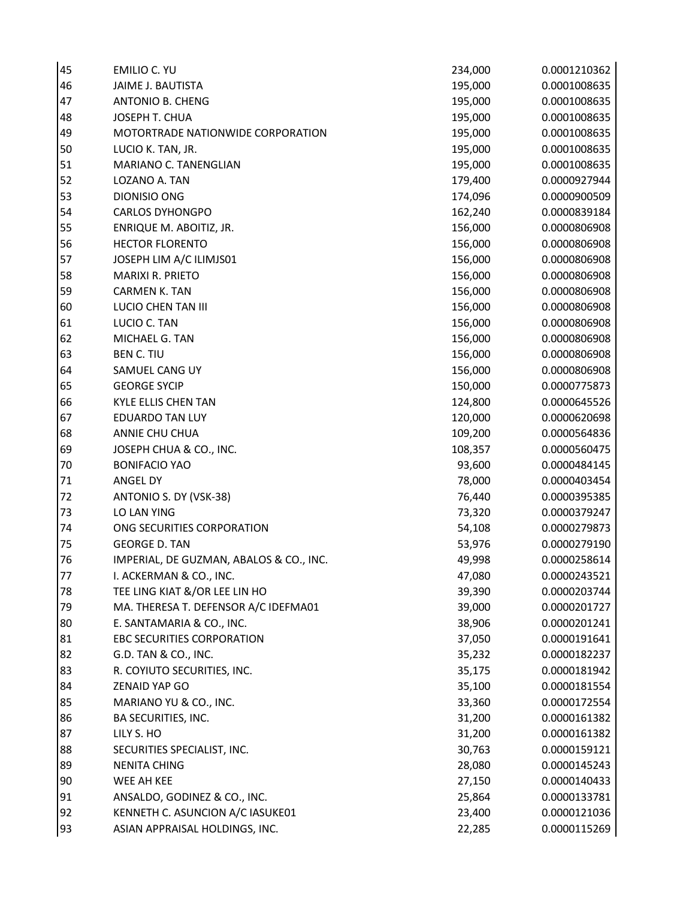| | | | |
|---|---|---|---|
| 45 | EMILIO C. YU | 234,000 | 0.0001210362 |
| 46 | JAIME J. BAUTISTA | 195,000 | 0.0001008635 |
| 47 | ANTONIO B. CHENG | 195,000 | 0.0001008635 |
| 48 | JOSEPH T. CHUA | 195,000 | 0.0001008635 |
| 49 | MOTORTRADE NATIONWIDE CORPORATION | 195,000 | 0.0001008635 |
| 50 | LUCIO K. TAN, JR. | 195,000 | 0.0001008635 |
| 51 | MARIANO C. TANENGLIAN | 195,000 | 0.0001008635 |
| 52 | LOZANO A. TAN | 179,400 | 0.0000927944 |
| 53 | DIONISIO ONG | 174,096 | 0.0000900509 |
| 54 | CARLOS DYHONGPO | 162,240 | 0.0000839184 |
| 55 | ENRIQUE M. ABOITIZ, JR. | 156,000 | 0.0000806908 |
| 56 | HECTOR FLORENTO | 156,000 | 0.0000806908 |
| 57 | JOSEPH LIM A/C ILIMJS01 | 156,000 | 0.0000806908 |
| 58 | MARIXI R. PRIETO | 156,000 | 0.0000806908 |
| 59 | CARMEN K. TAN | 156,000 | 0.0000806908 |
| 60 | LUCIO CHEN TAN III | 156,000 | 0.0000806908 |
| 61 | LUCIO C. TAN | 156,000 | 0.0000806908 |
| 62 | MICHAEL G. TAN | 156,000 | 0.0000806908 |
| 63 | BEN C. TIU | 156,000 | 0.0000806908 |
| 64 | SAMUEL CANG UY | 156,000 | 0.0000806908 |
| 65 | GEORGE SYCIP | 150,000 | 0.0000775873 |
| 66 | KYLE ELLIS CHEN TAN | 124,800 | 0.0000645526 |
| 67 | EDUARDO TAN LUY | 120,000 | 0.0000620698 |
| 68 | ANNIE CHU CHUA | 109,200 | 0.0000564836 |
| 69 | JOSEPH CHUA & CO., INC. | 108,357 | 0.0000560475 |
| 70 | BONIFACIO YAO | 93,600 | 0.0000484145 |
| 71 | ANGEL DY | 78,000 | 0.0000403454 |
| 72 | ANTONIO S. DY (VSK-38) | 76,440 | 0.0000395385 |
| 73 | LO LAN YING | 73,320 | 0.0000379247 |
| 74 | ONG SECURITIES CORPORATION | 54,108 | 0.0000279873 |
| 75 | GEORGE D. TAN | 53,976 | 0.0000279190 |
| 76 | IMPERIAL, DE GUZMAN, ABALOS & CO., INC. | 49,998 | 0.0000258614 |
| 77 | I. ACKERMAN & CO., INC. | 47,080 | 0.0000243521 |
| 78 | TEE LING KIAT &/OR LEE LIN HO | 39,390 | 0.0000203744 |
| 79 | MA. THERESA T. DEFENSOR A/C IDEFMA01 | 39,000 | 0.0000201727 |
| 80 | E. SANTAMARIA & CO., INC. | 38,906 | 0.0000201241 |
| 81 | EBC SECURITIES CORPORATION | 37,050 | 0.0000191641 |
| 82 | G.D. TAN & CO., INC. | 35,232 | 0.0000182237 |
| 83 | R. COYIUTO SECURITIES, INC. | 35,175 | 0.0000181942 |
| 84 | ZENAID YAP GO | 35,100 | 0.0000181554 |
| 85 | MARIANO YU & CO., INC. | 33,360 | 0.0000172554 |
| 86 | BA SECURITIES, INC. | 31,200 | 0.0000161382 |
| 87 | LILY S. HO | 31,200 | 0.0000161382 |
| 88 | SECURITIES SPECIALIST, INC. | 30,763 | 0.0000159121 |
| 89 | NENITA CHING | 28,080 | 0.0000145243 |
| 90 | WEE AH KEE | 27,150 | 0.0000140433 |
| 91 | ANSALDO, GODINEZ & CO., INC. | 25,864 | 0.0000133781 |
| 92 | KENNETH C. ASUNCION A/C IASUKE01 | 23,400 | 0.0000121036 |
| 93 | ASIAN APPRAISAL HOLDINGS, INC. | 22,285 | 0.0000115269 |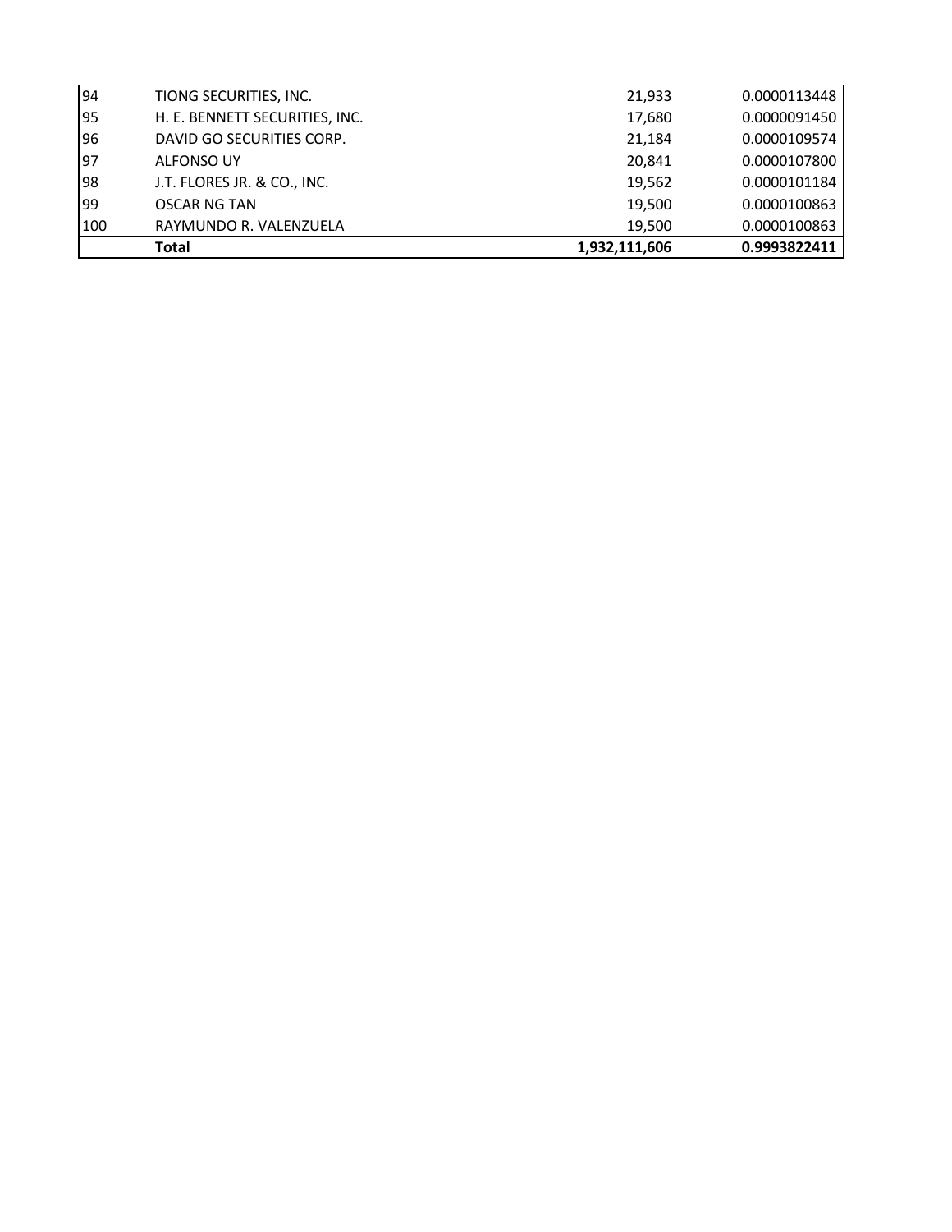| | | | |
|---|---|---|---|
| 94 | TIONG SECURITIES, INC. | 21,933 | 0.0000113448 |
| 95 | H. E. BENNETT SECURITIES, INC. | 17,680 | 0.0000091450 |
| 96 | DAVID GO SECURITIES CORP. | 21,184 | 0.0000109574 |
| 97 | ALFONSO UY | 20,841 | 0.0000107800 |
| 98 | J.T. FLORES JR. & CO., INC. | 19,562 | 0.0000101184 |
| 99 | OSCAR NG TAN | 19,500 | 0.0000100863 |
| 100 | RAYMUNDO R. VALENZUELA | 19,500 | 0.0000100863 |
| | **Total** | **1,932,111,606** | **0.9993822411** |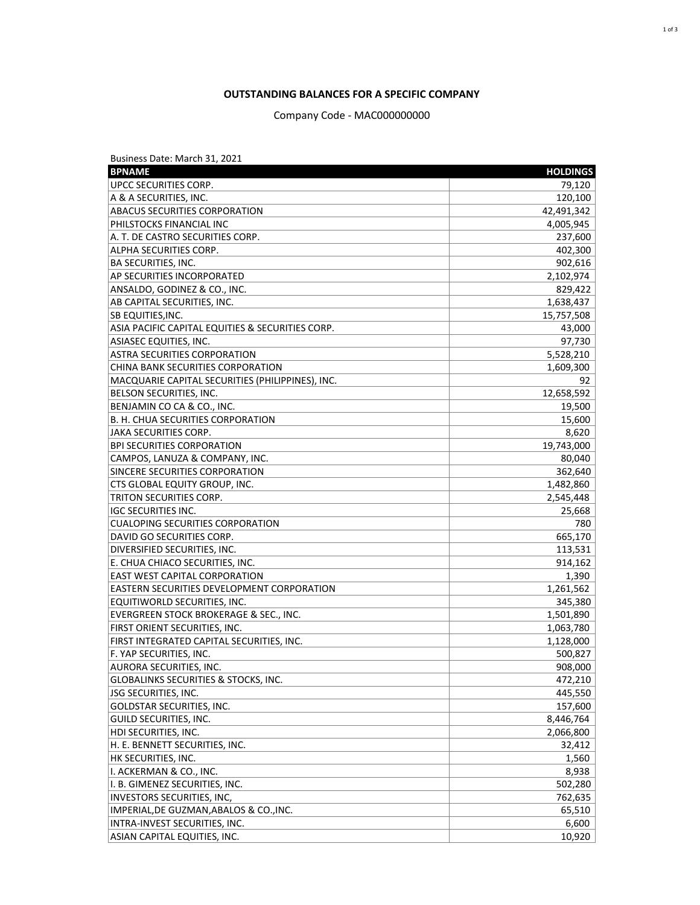### OUTSTANDING BALANCES FOR A SPECIFIC COMPANY

Company Code - MAC000000000

Business Date: March 31, 2021

| BPNAME | HOLDINGS |
| --- | --- |
| UPCC SECURITIES CORP. | 79,120 |
| A & A SECURITIES, INC. | 120,100 |
| ABACUS SECURITIES CORPORATION | 42,491,342 |
| PHILSTOCKS FINANCIAL INC | 4,005,945 |
| A. T. DE CASTRO SECURITIES CORP. | 237,600 |
| ALPHA SECURITIES CORP. | 402,300 |
| BA SECURITIES, INC. | 902,616 |
| AP SECURITIES INCORPORATED | 2,102,974 |
| ANSALDO, GODINEZ & CO., INC. | 829,422 |
| AB CAPITAL SECURITIES, INC. | 1,638,437 |
| SB EQUITIES,INC. | 15,757,508 |
| ASIA PACIFIC CAPITAL EQUITIES & SECURITIES CORP. | 43,000 |
| ASIASEC EQUITIES, INC. | 97,730 |
| ASTRA SECURITIES CORPORATION | 5,528,210 |
| CHINA BANK SECURITIES CORPORATION | 1,609,300 |
| MACQUARIE CAPITAL SECURITIES (PHILIPPINES), INC. | 92 |
| BELSON SECURITIES, INC. | 12,658,592 |
| BENJAMIN CO CA & CO., INC. | 19,500 |
| B. H. CHUA SECURITIES CORPORATION | 15,600 |
| JAKA SECURITIES CORP. | 8,620 |
| BPI SECURITIES CORPORATION | 19,743,000 |
| CAMPOS, LANUZA & COMPANY, INC. | 80,040 |
| SINCERE SECURITIES CORPORATION | 362,640 |
| CTS GLOBAL EQUITY GROUP, INC. | 1,482,860 |
| TRITON SECURITIES CORP. | 2,545,448 |
| IGC SECURITIES INC. | 25,668 |
| CUALOPING SECURITIES CORPORATION | 780 |
| DAVID GO SECURITIES CORP. | 665,170 |
| DIVERSIFIED SECURITIES, INC. | 113,531 |
| E. CHUA CHIACO SECURITIES, INC. | 914,162 |
| EAST WEST CAPITAL CORPORATION | 1,390 |
| EASTERN SECURITIES DEVELOPMENT CORPORATION | 1,261,562 |
| EQUITIWORLD SECURITIES, INC. | 345,380 |
| EVERGREEN STOCK BROKERAGE & SEC., INC. | 1,501,890 |
| FIRST ORIENT SECURITIES, INC. | 1,063,780 |
| FIRST INTEGRATED CAPITAL SECURITIES, INC. | 1,128,000 |
| F. YAP SECURITIES, INC. | 500,827 |
| AURORA SECURITIES, INC. | 908,000 |
| GLOBALINKS SECURITIES & STOCKS, INC. | 472,210 |
| JSG SECURITIES, INC. | 445,550 |
| GOLDSTAR SECURITIES, INC. | 157,600 |
| GUILD SECURITIES, INC. | 8,446,764 |
| HDI SECURITIES, INC. | 2,066,800 |
| H. E. BENNETT SECURITIES, INC. | 32,412 |
| HK SECURITIES, INC. | 1,560 |
| I. ACKERMAN & CO., INC. | 8,938 |
| I. B. GIMENEZ SECURITIES, INC. | 502,280 |
| INVESTORS SECURITIES, INC, | 762,635 |
| IMPERIAL,DE GUZMAN,ABALOS & CO.,INC. | 65,510 |
| INTRA-INVEST SECURITIES, INC. | 6,600 |
| ASIAN CAPITAL EQUITIES, INC. | 10,920 |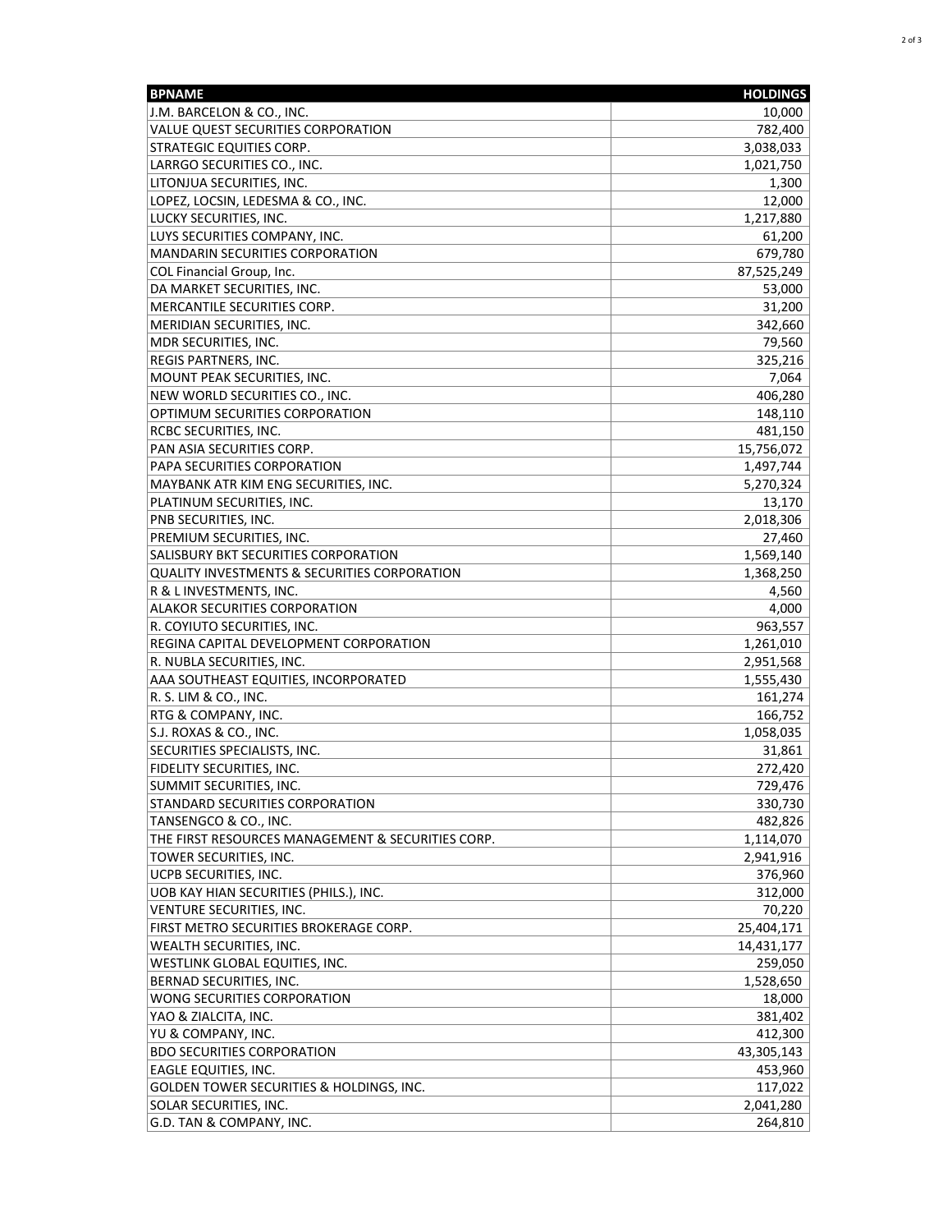| BPNAME | HOLDINGS |
| --- | ---: |
| J.M. BARCELON & CO., INC. | 10,000 |
| VALUE QUEST SECURITIES CORPORATION | 782,400 |
| STRATEGIC EQUITIES CORP. | 3,038,033 |
| LARRGO SECURITIES CO., INC. | 1,021,750 |
| LITONJUA SECURITIES, INC. | 1,300 |
| LOPEZ, LOCSIN, LEDESMA & CO., INC. | 12,000 |
| LUCKY SECURITIES, INC. | 1,217,880 |
| LUYS SECURITIES COMPANY, INC. | 61,200 |
| MANDARIN SECURITIES CORPORATION | 679,780 |
| COL Financial Group, Inc. | 87,525,249 |
| DA MARKET SECURITIES, INC. | 53,000 |
| MERCANTILE SECURITIES CORP. | 31,200 |
| MERIDIAN SECURITIES, INC. | 342,660 |
| MDR SECURITIES, INC. | 79,560 |
| REGIS PARTNERS, INC. | 325,216 |
| MOUNT PEAK SECURITIES, INC. | 7,064 |
| NEW WORLD SECURITIES CO., INC. | 406,280 |
| OPTIMUM SECURITIES CORPORATION | 148,110 |
| RCBC SECURITIES, INC. | 481,150 |
| PAN ASIA SECURITIES CORP. | 15,756,072 |
| PAPA SECURITIES CORPORATION | 1,497,744 |
| MAYBANK ATR KIM ENG SECURITIES, INC. | 5,270,324 |
| PLATINUM SECURITIES, INC. | 13,170 |
| PNB SECURITIES, INC. | 2,018,306 |
| PREMIUM SECURITIES, INC. | 27,460 |
| SALISBURY BKT SECURITIES CORPORATION | 1,569,140 |
| QUALITY INVESTMENTS & SECURITIES CORPORATION | 1,368,250 |
| R & L INVESTMENTS, INC. | 4,560 |
| ALAKOR SECURITIES CORPORATION | 4,000 |
| R. COYIUTO SECURITIES, INC. | 963,557 |
| REGINA CAPITAL DEVELOPMENT CORPORATION | 1,261,010 |
| R. NUBLA SECURITIES, INC. | 2,951,568 |
| AAA SOUTHEAST EQUITIES, INCORPORATED | 1,555,430 |
| R. S. LIM & CO., INC. | 161,274 |
| RTG & COMPANY, INC. | 166,752 |
| S.J. ROXAS & CO., INC. | 1,058,035 |
| SECURITIES SPECIALISTS, INC. | 31,861 |
| FIDELITY SECURITIES, INC. | 272,420 |
| SUMMIT SECURITIES, INC. | 729,476 |
| STANDARD SECURITIES CORPORATION | 330,730 |
| TANSENGCO & CO., INC. | 482,826 |
| THE FIRST RESOURCES MANAGEMENT & SECURITIES CORP. | 1,114,070 |
| TOWER SECURITIES, INC. | 2,941,916 |
| UCPB SECURITIES, INC. | 376,960 |
| UOB KAY HIAN SECURITIES (PHILS.), INC. | 312,000 |
| VENTURE SECURITIES, INC. | 70,220 |
| FIRST METRO SECURITIES BROKERAGE CORP. | 25,404,171 |
| WEALTH SECURITIES, INC. | 14,431,177 |
| WESTLINK GLOBAL EQUITIES, INC. | 259,050 |
| BERNAD SECURITIES, INC. | 1,528,650 |
| WONG SECURITIES CORPORATION | 18,000 |
| YAO & ZIALCITA, INC. | 381,402 |
| YU & COMPANY, INC. | 412,300 |
| BDO SECURITIES CORPORATION | 43,305,143 |
| EAGLE EQUITIES, INC. | 453,960 |
| GOLDEN TOWER SECURITIES & HOLDINGS, INC. | 117,022 |
| SOLAR SECURITIES, INC. | 2,041,280 |
| G.D. TAN & COMPANY, INC. | 264,810 |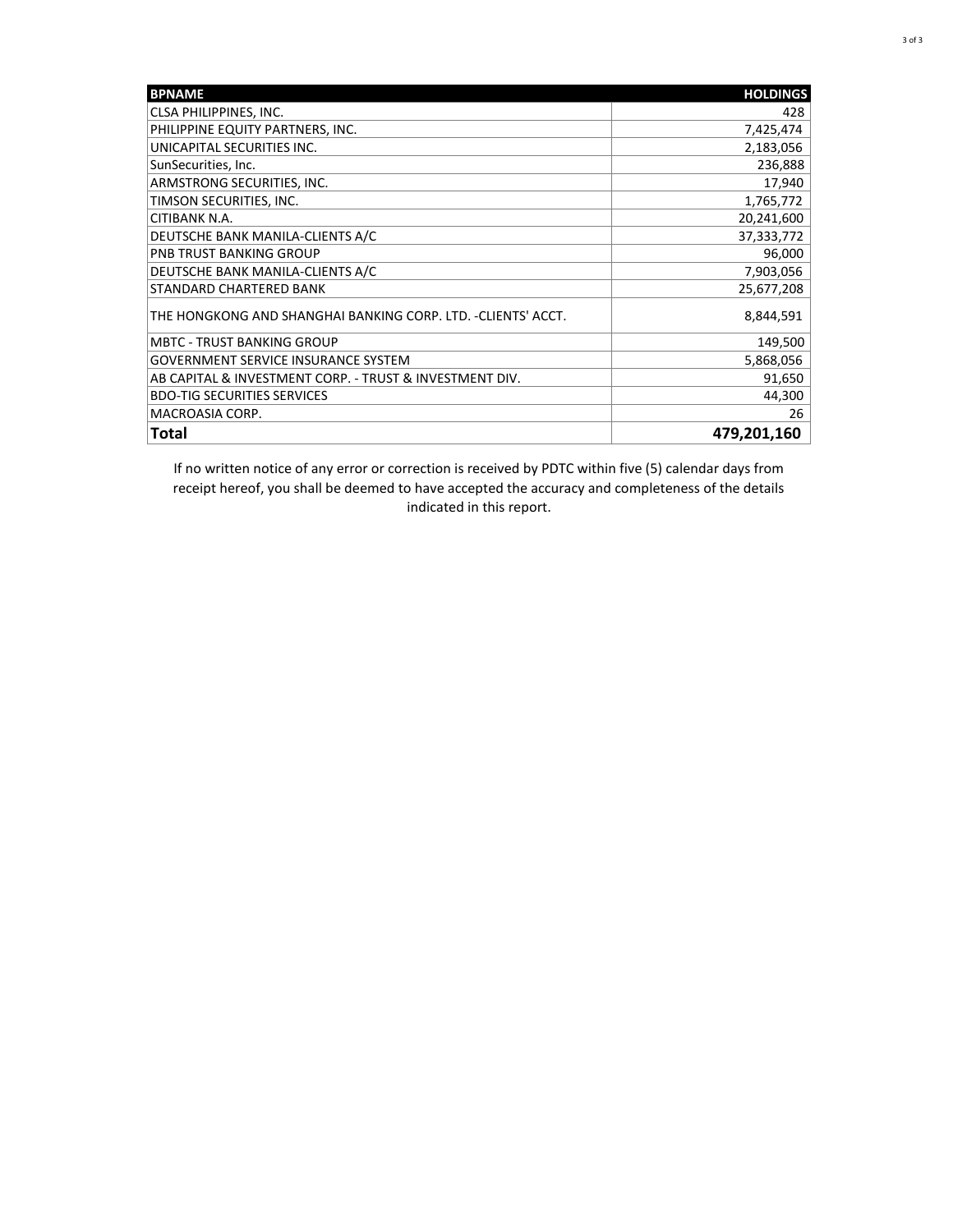| BPNAME | HOLDINGS |
|---|---|
| CLSA PHILIPPINES, INC. | 428 |
| PHILIPPINE EQUITY PARTNERS, INC. | 7,425,474 |
| UNICAPITAL SECURITIES INC. | 2,183,056 |
| SunSecurities, Inc. | 236,888 |
| ARMSTRONG SECURITIES, INC. | 17,940 |
| TIMSON SECURITIES, INC. | 1,765,772 |
| CITIBANK N.A. | 20,241,600 |
| DEUTSCHE BANK MANILA-CLIENTS A/C | 37,333,772 |
| PNB TRUST BANKING GROUP | 96,000 |
| DEUTSCHE BANK MANILA-CLIENTS A/C | 7,903,056 |
| STANDARD CHARTERED BANK | 25,677,208 |
| THE HONGKONG AND SHANGHAI BANKING CORP. LTD. -CLIENTS' ACCT. | 8,844,591 |
| MBTC - TRUST BANKING GROUP | 149,500 |
| GOVERNMENT SERVICE INSURANCE SYSTEM | 5,868,056 |
| AB CAPITAL & INVESTMENT CORP. - TRUST & INVESTMENT DIV. | 91,650 |
| BDO-TIG SECURITIES SERVICES | 44,300 |
| MACROASIA CORP. | 26 |
| **Total** | **479,201,160** |

If no written notice of any error or correction is received by PDTC within five (5) calendar days from receipt hereof, you shall be deemed to have accepted the accuracy and completeness of the details indicated in this report.